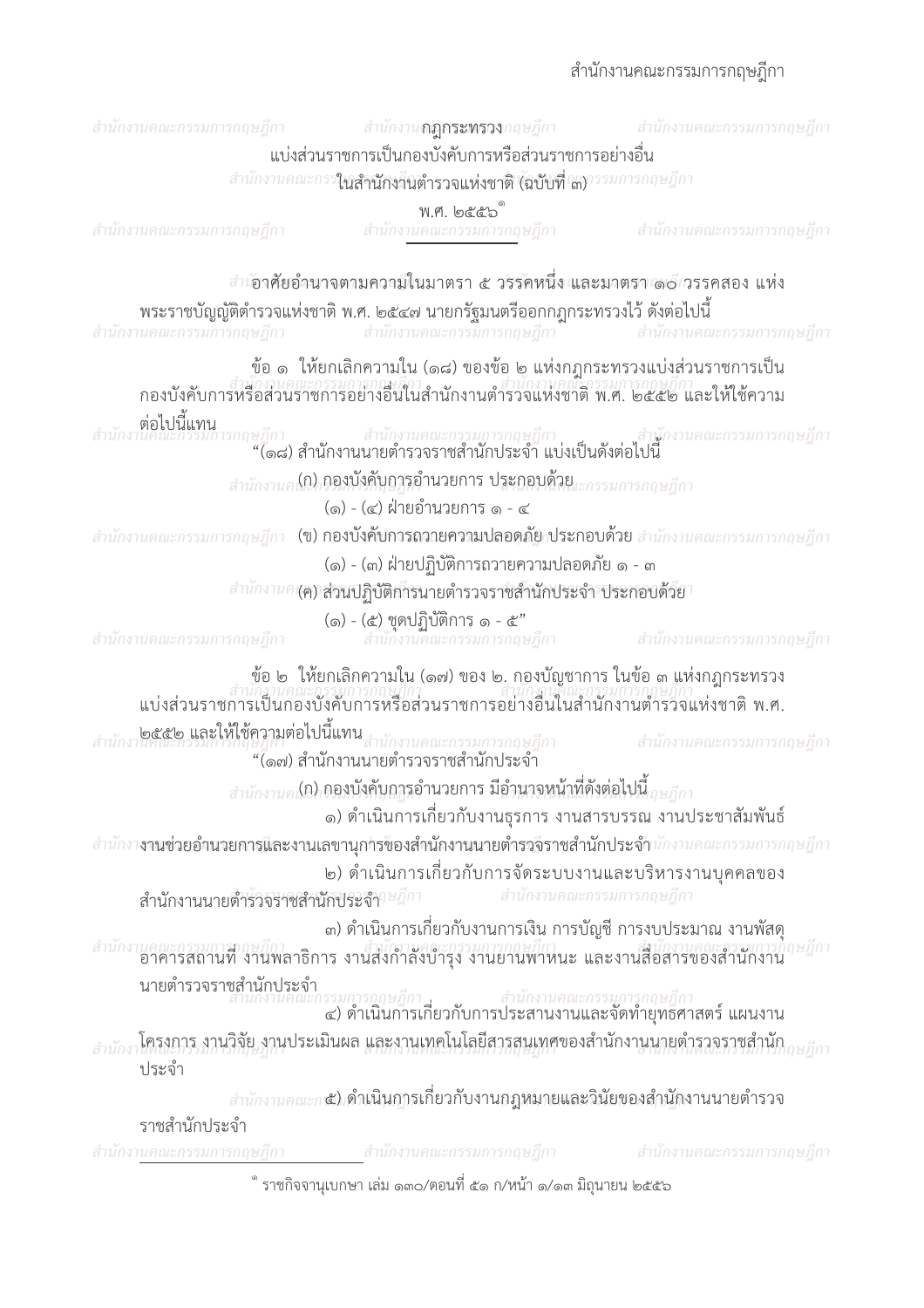# กฎกระทรวง
## แบ่งส่วนราชการเป็นกองบังคับการหรือส่วนราชการอย่างอื่น ในสำนักงานตำรวจแห่งชาติ (ฉบับที่ ๓) พ.ศ. ๒๕๕๖[๑]

อาศัยอำนาจตามความในมาตรา ๕ วรรคหนึ่ง และมาตรา ๑๐ วรรคสอง แห่งพระราชบัญญัติตำรวจแห่งชาติ พ.ศ. ๒๕๔๗ นายกรัฐมนตรีออกกฎกระทรวงไว้ ดังต่อไปนี้

ข้อ ๑ ให้ยกเลิกความใน (๑๘) ของข้อ ๒ แห่งกฎกระทรวงแบ่งส่วนราชการเป็นกองบังคับการหรือส่วนราชการอย่างอื่นในสำนักงานตำรวจแห่งชาติ พ.ศ. ๒๕๕๒ และให้ใช้ความต่อไปนี้แทน

"(๑๘) สำนักงานนายตำรวจราชสำนักประจำ แบ่งเป็นดังต่อไปนี้

(ก) กองบังคับการอำนวยการ ประกอบด้วย

(๑) - (๔) ฝ่ายอำนวยการ ๑ - ๔

(ข) กองบังคับการถวายความปลอดภัย ประกอบด้วย

(๑) - (๓) ฝ่ายปฏิบัติการถวายความปลอดภัย ๑ - ๓

(ค) ส่วนปฏิบัติการนายตำรวจราชสำนักประจำ ประกอบด้วย

(๑) - (๕) ชุดปฏิบัติการ ๑ - ๕"

ข้อ ๒ ให้ยกเลิกความใน (๑๗) ของ ๒. กองบัญชาการ ในข้อ ๓ แห่งกฎกระทรวงแบ่งส่วนราชการเป็นกองบังคับการหรือส่วนราชการอย่างอื่นในสำนักงานตำรวจแห่งชาติ พ.ศ. ๒๕๕๒ และให้ใช้ความต่อไปนี้แทน

"(๑๗) สำนักงานนายตำรวจราชสำนักประจำ

(ก) กองบังคับการอำนวยการ มีอำนาจหน้าที่ดังต่อไปนี้

๑) ดำเนินการเกี่ยวกับงานธุรการ งานสารบรรณ งานประชาสัมพันธ์ งานช่วยอำนวยการและงานเลขานุการของสำนักงานนายตำรวจราชสำนักประจำ

๒) ดำเนินการเกี่ยวกับการจัดระบบงานและบริหารงานบุคคลของสำนักงานนายตำรวจราชสำนักประจำ

๓) ดำเนินการเกี่ยวกับงานการเงิน การบัญชี การงบประมาณ งานพัสดุ อาคารสถานที่ งานพลาธิการ งานส่งกำลังบำรุง งานยานพาหนะ และงานสื่อสารของสำนักงานนายตำรวจราชสำนักประจำ

๔) ดำเนินการเกี่ยวกับการประสานงานและจัดทำยุทธศาสตร์ แผนงาน โครงการ งานวิจัย งานประเมินผล และงานเทคโนโลยีสารสนเทศของสำนักงานนายตำรวจราชสำนักประจำ

๕) ดำเนินการเกี่ยวกับงานกฎหมายและวินัยของสำนักงานนายตำรวจราชสำนักประจำ

---

[๑] ราชกิจจานุเบกษา เล่ม ๑๓๐/ตอนที่ ๕๑ ก/หน้า ๑/๑๓ มิถุนายน ๒๕๕๖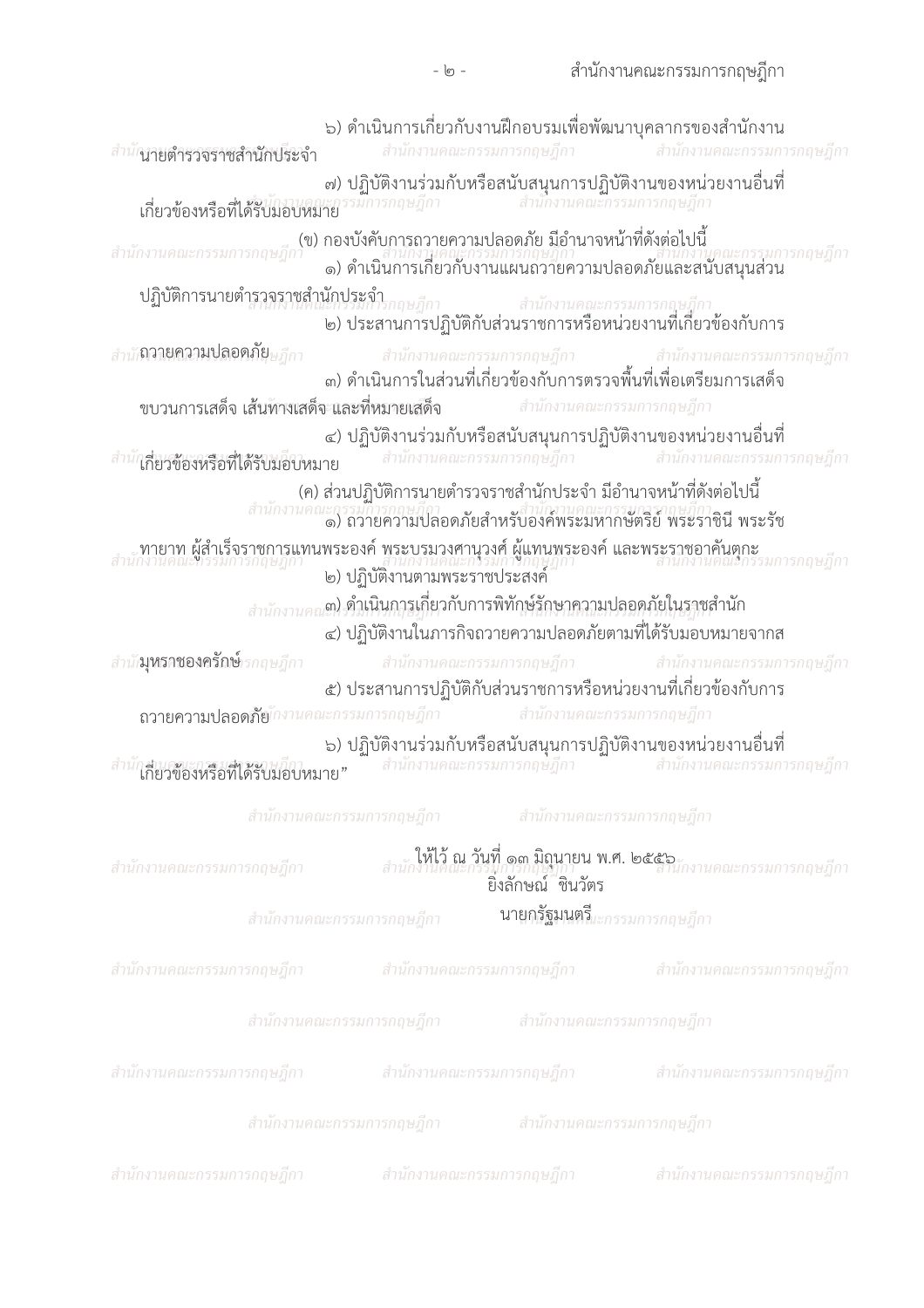๖) ดำเนินการเกี่ยวกับงานฝึกอบรมเพื่อพัฒนาบุคลากรของสำนักงานนายตำรวจราชสำนักประจำ

๗) ปฏิบัติงานร่วมกับหรือสนับสนุนการปฏิบัติงานของหน่วยงานอื่นที่เกี่ยวข้องหรือที่ได้รับมอบหมาย

(ข) กองบังคับการถวายความปลอดภัย มีอำนาจหน้าที่ดังต่อไปนี้

๑) ดำเนินการเกี่ยวกับงานแผนถวายความปลอดภัยและสนับสนุนส่วนปฏิบัติการนายตำรวจราชสำนักประจำ

๒) ประสานการปฏิบัติกับส่วนราชการหรือหน่วยงานที่เกี่ยวข้องกับการถวายความปลอดภัย

๓) ดำเนินการในส่วนที่เกี่ยวข้องกับการตรวจพื้นที่เพื่อเตรียมการเสด็จ ขบวนการเสด็จ เส้นทางเสด็จ และที่หมายเสด็จ

๔) ปฏิบัติงานร่วมกับหรือสนับสนุนการปฏิบัติงานของหน่วยงานอื่นที่เกี่ยวข้องหรือที่ได้รับมอบหมาย

(ค) ส่วนปฏิบัติการนายตำรวจราชสำนักประจำ มีอำนาจหน้าที่ดังต่อไปนี้

๑) ถวายความปลอดภัยสำหรับองค์พระมหากษัตริย์ พระราชินี พระรัชทายาท ผู้สำเร็จราชการแทนพระองค์ พระบรมวงศานุวงศ์ ผู้แทนพระองค์ และพระราชอาคันตุกะ

๒) ปฏิบัติงานตามพระราชประสงค์

๓) ดำเนินการเกี่ยวกับการพิทักษ์รักษาความปลอดภัยในราชสำนัก

๔) ปฏิบัติงานในภารกิจถวายความปลอดภัยตามที่ได้รับมอบหมายจากสมุหราชองครักษ์

๕) ประสานการปฏิบัติกับส่วนราชการหรือหน่วยงานที่เกี่ยวข้องกับการถวายความปลอดภัย

๖) ปฏิบัติงานร่วมกับหรือสนับสนุนการปฏิบัติงานของหน่วยงานอื่นที่เกี่ยวข้องหรือที่ได้รับมอบหมาย”

ให้ไว้ ณ วันที่ ๑๓ มิถุนายน พ.ศ. ๒๕๕๖

ยิ่งลักษณ์ ชินวัตร

นายกรัฐมนตรี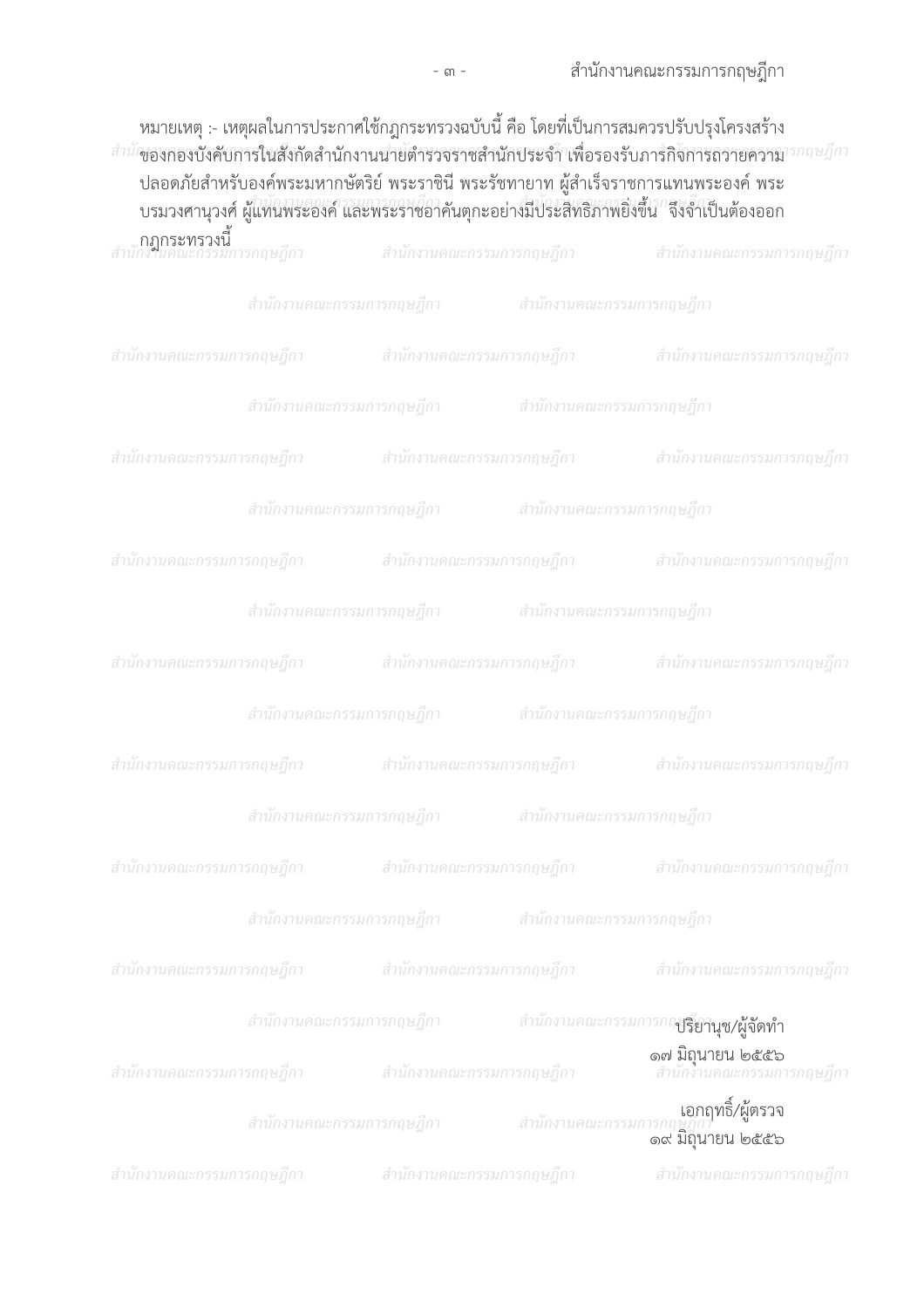หมายเหตุ :- เหตุผลในการประกาศใช้กฎกระทรวงฉบับนี้ คือ โดยที่เป็นการสมควรปรับปรุงโครงสร้างของกองบังคับการในสังกัดสำนักงานนายตำรวจราชสำนักประจำ เพื่อรองรับภารกิจการถวายความปลอดภัยสำหรับองค์พระมหากษัตริย์ พระราชินี พระรัชทายาท ผู้สำเร็จราชการแทนพระองค์ พระบรมวงศานุวงศ์ ผู้แทนพระองค์ และพระราชอาคันตุกะอย่างมีประสิทธิภาพยิ่งขึ้น จึงจำเป็นต้องออกกฎกระทรวงนี้

ปริยานุช/ผู้จัดทำ
๑๗ มิถุนายน ๒๕๕๖

เอกฤทธิ์/ผู้ตรวจ
๑๙ มิถุนายน ๒๕๕๖